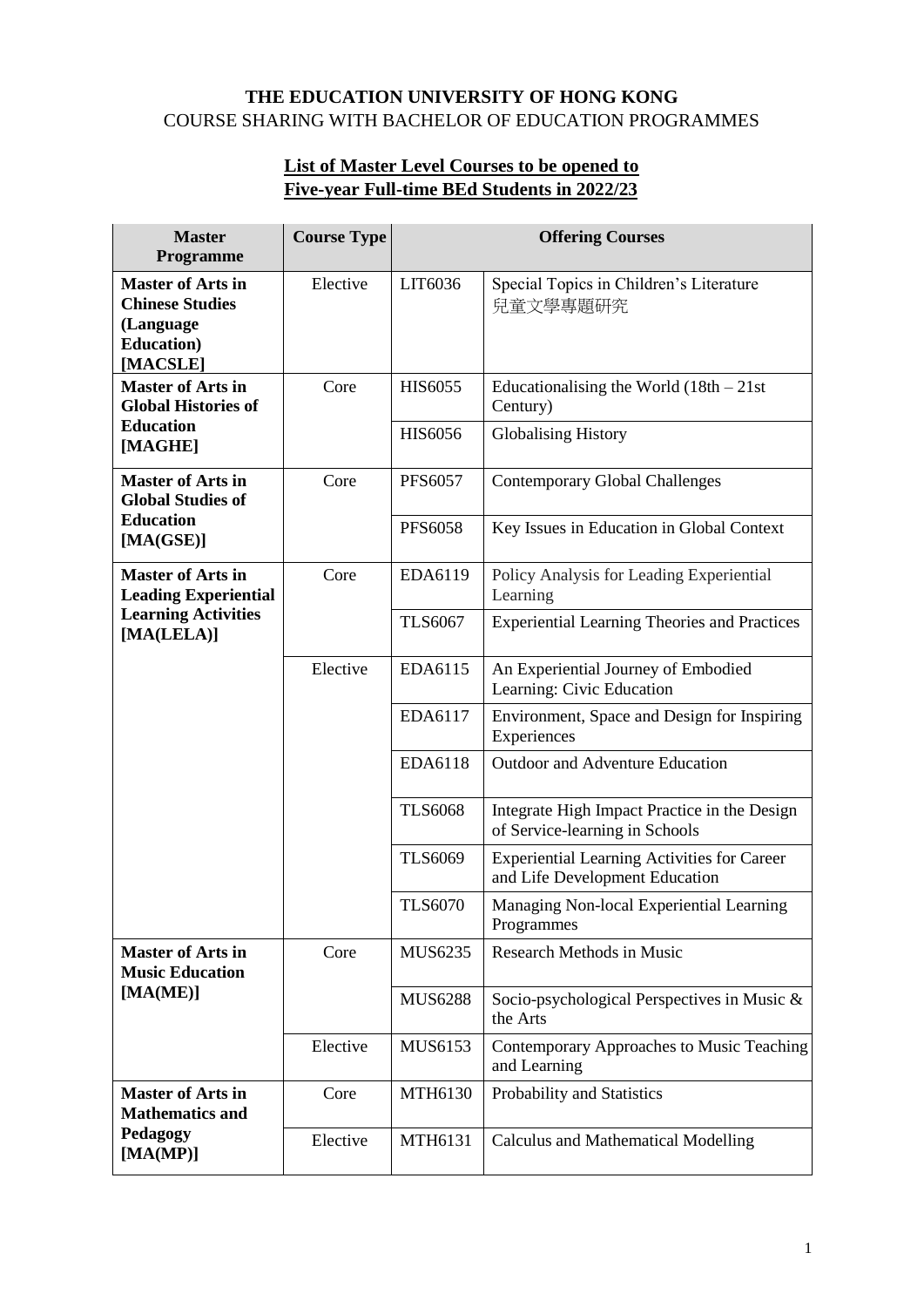# THE EDUCATION UNIVERSITY OF HONG KONG

COURSE SHARING WITH BACHELOR OF EDUCATION PROGRAMMES

## List of Master Level Courses to be opened to Five-year Full-time BEd Students in 2022/23

| Master Programme | Course Type | Offering Courses | |
|---|---|---|---|
| **Master of Arts in Chinese Studies (Language Education) [MACSLE]** | Elective | LIT6036 | Special Topics in Children's Literature 兒童文學專題研究 |
| **Master of Arts in Global Histories of Education [MAGHE]** | Core | HIS6055 | Educationalising the World (18th – 21st Century) |
| | | HIS6056 | Globalising History |
| **Master of Arts in Global Studies of Education [MA(GSE)]** | Core | PFS6057 | Contemporary Global Challenges |
| | | PFS6058 | Key Issues in Education in Global Context |
| **Master of Arts in Leading Experiential Learning Activities [MA(LELA)]** | Core | EDA6119 | Policy Analysis for Leading Experiential Learning |
| | | TLS6067 | Experiential Learning Theories and Practices |
| | Elective | EDA6115 | An Experiential Journey of Embodied Learning: Civic Education |
| | | EDA6117 | Environment, Space and Design for Inspiring Experiences |
| | | EDA6118 | Outdoor and Adventure Education |
| | | TLS6068 | Integrate High Impact Practice in the Design of Service-learning in Schools |
| | | TLS6069 | Experiential Learning Activities for Career and Life Development Education |
| | | TLS6070 | Managing Non-local Experiential Learning Programmes |
| **Master of Arts in Music Education [MA(ME)]** | Core | MUS6235 | Research Methods in Music |
| | | MUS6288 | Socio-psychological Perspectives in Music & the Arts |
| | Elective | MUS6153 | Contemporary Approaches to Music Teaching and Learning |
| **Master of Arts in Mathematics and Pedagogy [MA(MP)]** | Core | MTH6130 | Probability and Statistics |
| | Elective | MTH6131 | Calculus and Mathematical Modelling |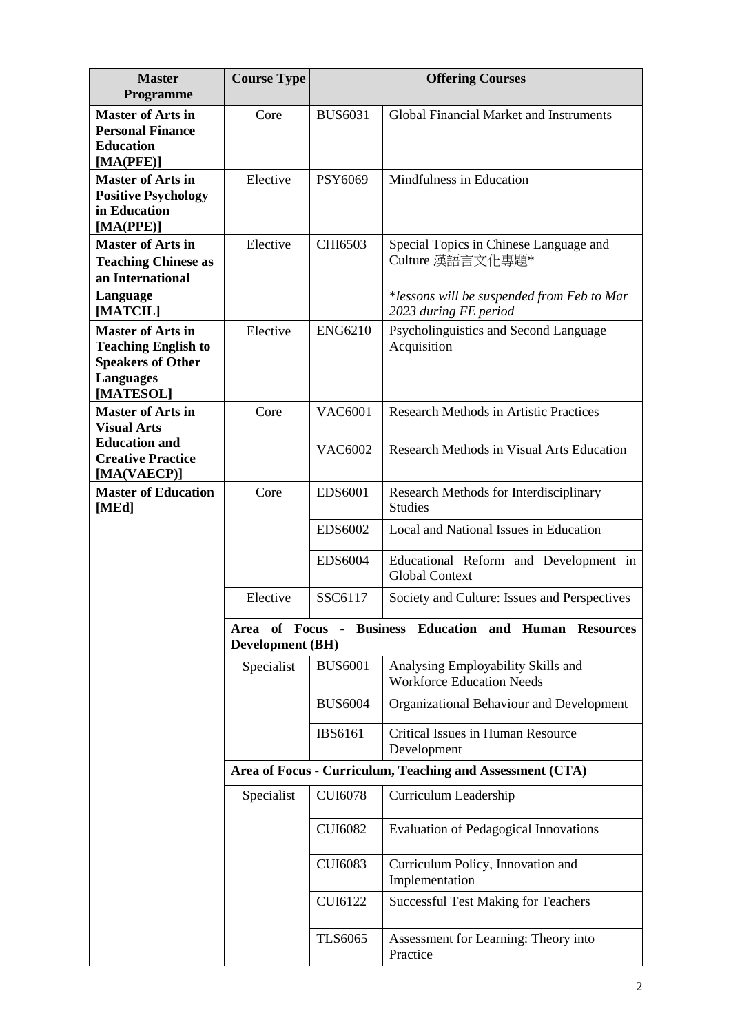| Master Programme | Course Type | Offering Courses | |
|---|---|---|---|
| **Master of Arts in Personal Finance Education [MA(PFE)]** | Core | BUS6031 | Global Financial Market and Instruments |
| **Master of Arts in Positive Psychology in Education [MA(PPE)]** | Elective | PSY6069 | Mindfulness in Education |
| **Master of Arts in Teaching Chinese as an International Language [MATCIL]** | Elective | CHI6503 | Special Topics in Chinese Language and Culture 漢語言文化專題*<br><br>*\*lessons will be suspended from Feb to Mar 2023 during FE period* |
| **Master of Arts in Teaching English to Speakers of Other Languages [MATESOL]** | Elective | ENG6210 | Psycholinguistics and Second Language Acquisition |
| **Master of Arts in Visual Arts Education and Creative Practice [MA(VAECP)]** | Core | VAC6001 | Research Methods in Artistic Practices |
| | | VAC6002 | Research Methods in Visual Arts Education |
| **Master of Education [MEd]** | Core | EDS6001 | Research Methods for Interdisciplinary Studies |
| | | EDS6002 | Local and National Issues in Education |
| | | EDS6004 | Educational Reform and Development in Global Context |
| | Elective | SSC6117 | Society and Culture: Issues and Perspectives |
| | **Area of Focus - Business Education and Human Resources Development (BH)** | | |
| | Specialist | BUS6001 | Analysing Employability Skills and Workforce Education Needs |
| | | BUS6004 | Organizational Behaviour and Development |
| | | IBS6161 | Critical Issues in Human Resource Development |
| | **Area of Focus - Curriculum, Teaching and Assessment (CTA)** | | |
| | Specialist | CUI6078 | Curriculum Leadership |
| | | CUI6082 | Evaluation of Pedagogical Innovations |
| | | CUI6083 | Curriculum Policy, Innovation and Implementation |
| | | CUI6122 | Successful Test Making for Teachers |
| | | TLS6065 | Assessment for Learning: Theory into Practice |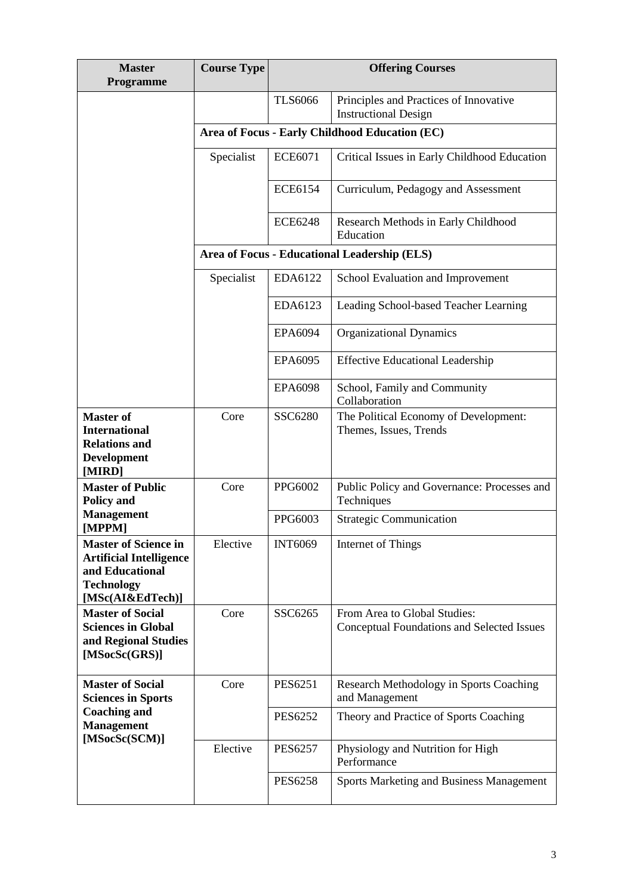| Master Programme | Course Type | Offering Courses | |
|---|---|---|---|
| | | TLS6066 | Principles and Practices of Innovative Instructional Design |
| | **Area of Focus - Early Childhood Education (EC)** | | |
| | Specialist | ECE6071 | Critical Issues in Early Childhood Education |
| | | ECE6154 | Curriculum, Pedagogy and Assessment |
| | | ECE6248 | Research Methods in Early Childhood Education |
| | **Area of Focus - Educational Leadership (ELS)** | | |
| | Specialist | EDA6122 | School Evaluation and Improvement |
| | | EDA6123 | Leading School-based Teacher Learning |
| | | EPA6094 | Organizational Dynamics |
| | | EPA6095 | Effective Educational Leadership |
| | | EPA6098 | School, Family and Community Collaboration |
| **Master of International Relations and Development [MIRD]** | Core | SSC6280 | The Political Economy of Development: Themes, Issues, Trends |
| **Master of Public Policy and Management [MPPM]** | Core | PPG6002 | Public Policy and Governance: Processes and Techniques |
| | | PPG6003 | Strategic Communication |
| **Master of Science in Artificial Intelligence and Educational Technology [MSc(AI&EdTech)]** | Elective | INT6069 | Internet of Things |
| **Master of Social Sciences in Global and Regional Studies [MSocSc(GRS)]** | Core | SSC6265 | From Area to Global Studies: Conceptual Foundations and Selected Issues |
| **Master of Social Sciences in Sports Coaching and Management [MSocSc(SCM)]** | Core | PES6251 | Research Methodology in Sports Coaching and Management |
| | | PES6252 | Theory and Practice of Sports Coaching |
| | Elective | PES6257 | Physiology and Nutrition for High Performance |
| | | PES6258 | Sports Marketing and Business Management |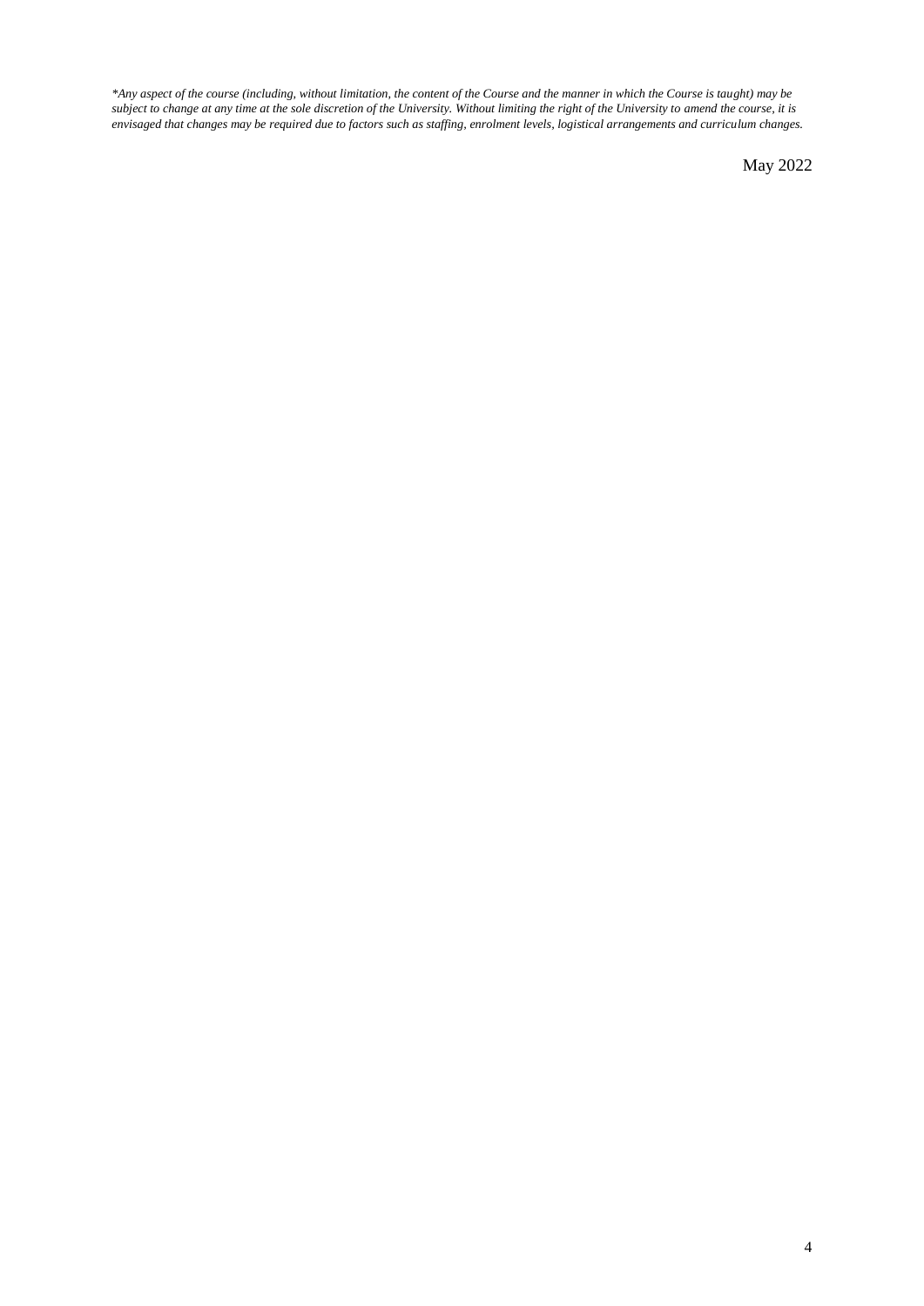*\*Any aspect of the course (including, without limitation, the content of the Course and the manner in which the Course is taught) may be subject to change at any time at the sole discretion of the University. Without limiting the right of the University to amend the course, it is envisaged that changes may be required due to factors such as staffing, enrolment levels, logistical arrangements and curriculum changes.*

May 2022